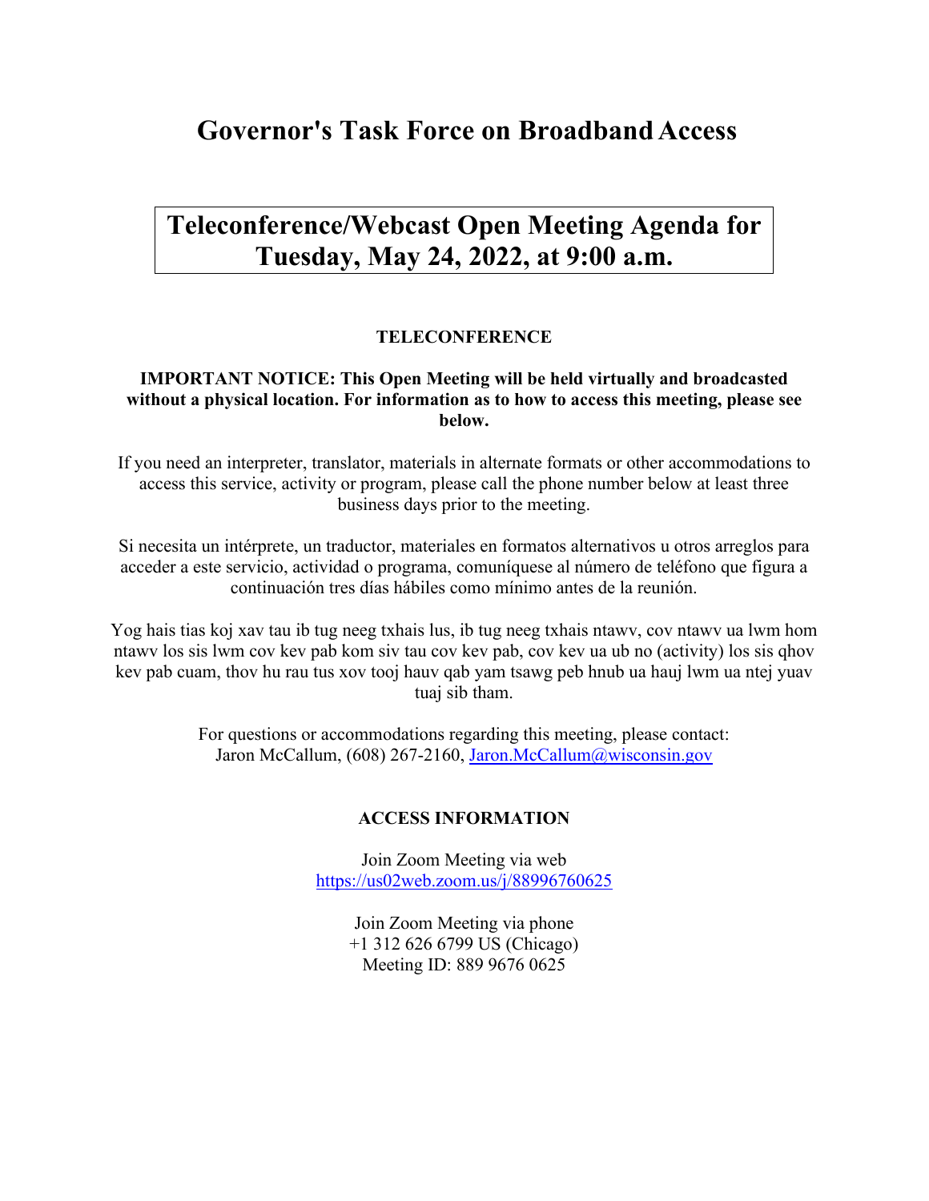# Governor's Task Force on Broadband Access

## Teleconference/Webcast Open Meeting Agenda for Tuesday, May 24, 2022, at 9:00 a.m.

**TELECONFERENCE**

**IMPORTANT NOTICE: This Open Meeting will be held virtually and broadcasted without a physical location. For information as to how to access this meeting, please see below.**

If you need an interpreter, translator, materials in alternate formats or other accommodations to access this service, activity or program, please call the phone number below at least three business days prior to the meeting.

Si necesita un intérprete, un traductor, materiales en formatos alternativos u otros arreglos para acceder a este servicio, actividad o programa, comuníquese al número de teléfono que figura a continuación tres días hábiles como mínimo antes de la reunión.

Yog hais tias koj xav tau ib tug neeg txhais lus, ib tug neeg txhais ntawv, cov ntawv ua lwm hom ntawv los sis lwm cov kev pab kom siv tau cov kev pab, cov kev ua ub no (activity) los sis qhov kev pab cuam, thov hu rau tus xov tooj hauv qab yam tsawg peb hnub ua hauj lwm ua ntej yuav tuaj sib tham.

For questions or accommodations regarding this meeting, please contact:
Jaron McCallum, (608) 267-2160, Jaron.McCallum@wisconsin.gov

**ACCESS INFORMATION**

Join Zoom Meeting via web
https://us02web.zoom.us/j/88996760625

Join Zoom Meeting via phone
+1 312 626 6799 US (Chicago)
Meeting ID: 889 9676 0625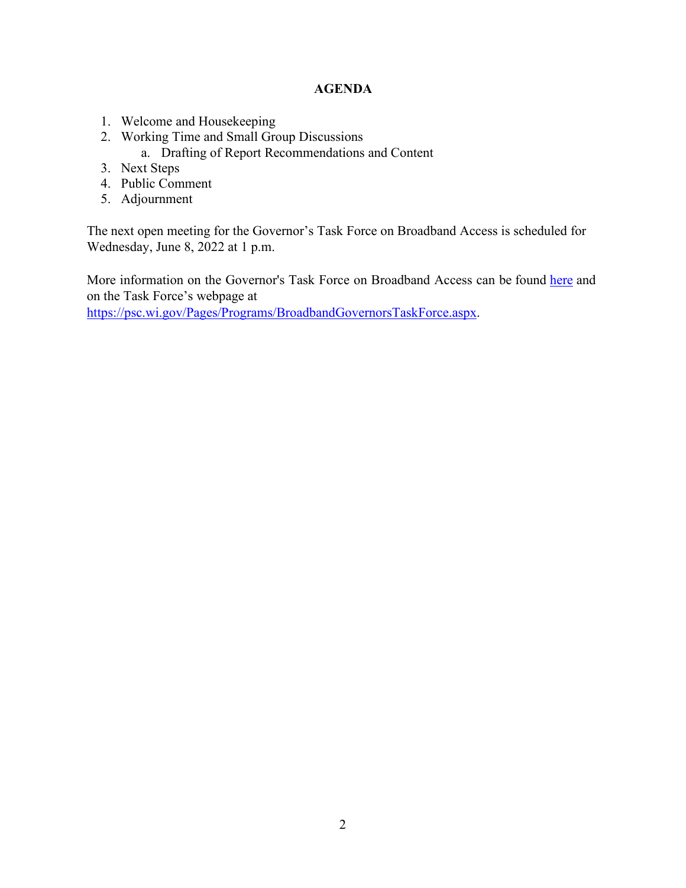**AGENDA**

1. Welcome and Housekeeping
2. Working Time and Small Group Discussions
    a. Drafting of Report Recommendations and Content
3. Next Steps
4. Public Comment
5. Adjournment

The next open meeting for the Governor's Task Force on Broadband Access is scheduled for Wednesday, June 8, 2022 at 1 p.m.

More information on the Governor's Task Force on Broadband Access can be found here and on the Task Force's webpage at https://psc.wi.gov/Pages/Programs/BroadbandGovernorsTaskForce.aspx.